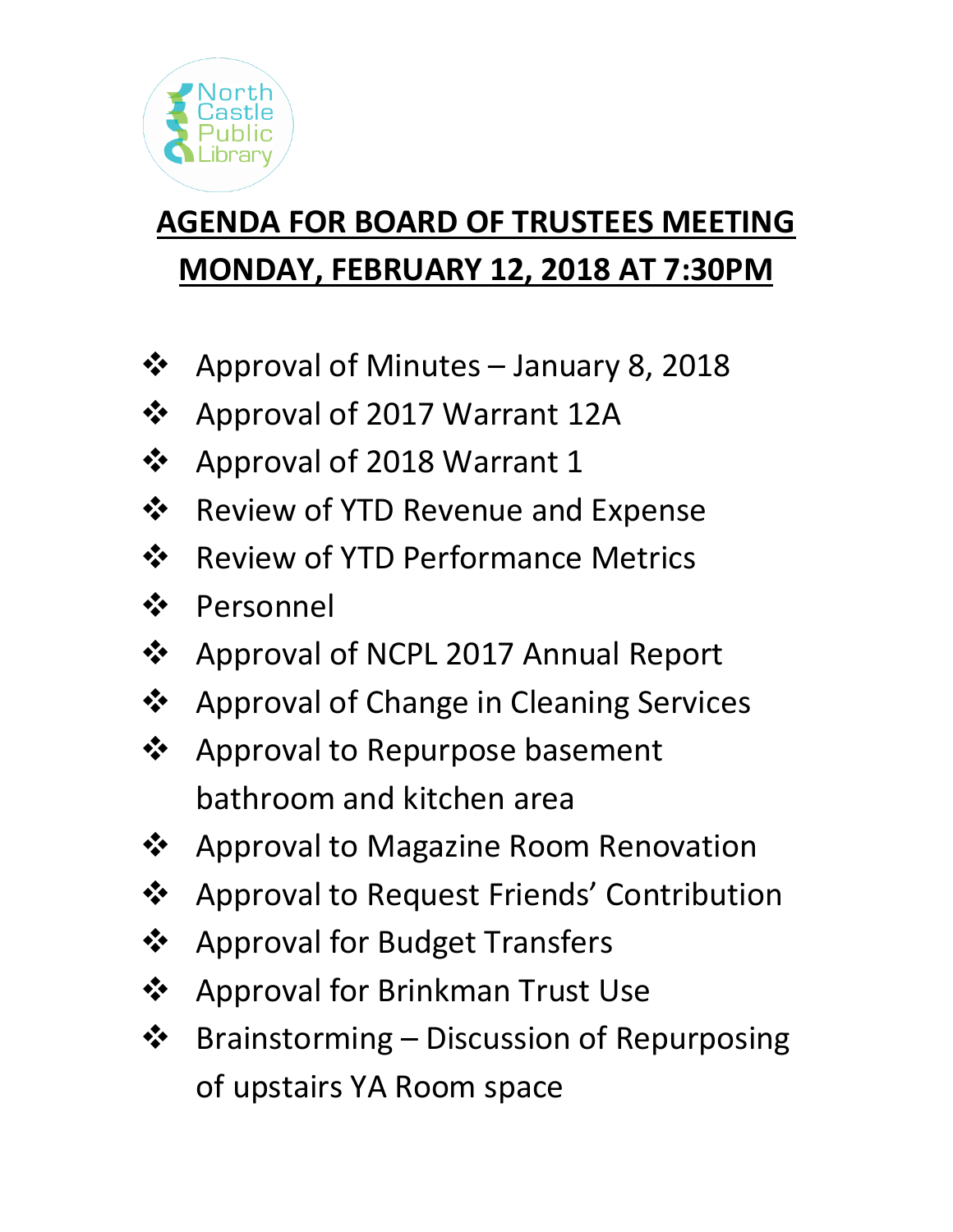North Castle Public Library

# AGENDA FOR BOARD OF TRUSTEES MEETING

# MONDAY, FEBRUARY 12, 2018 AT 7:30PM

- Approval of Minutes – January 8, 2018
- Approval of 2017 Warrant 12A
- Approval of 2018 Warrant 1
- Review of YTD Revenue and Expense
- Review of YTD Performance Metrics
- Personnel
- Approval of NCPL 2017 Annual Report
- Approval of Change in Cleaning Services
- Approval to Repurpose basement bathroom and kitchen area
- Approval to Magazine Room Renovation
- Approval to Request Friends' Contribution
- Approval for Budget Transfers
- Approval for Brinkman Trust Use
- Brainstorming – Discussion of Repurposing of upstairs YA Room space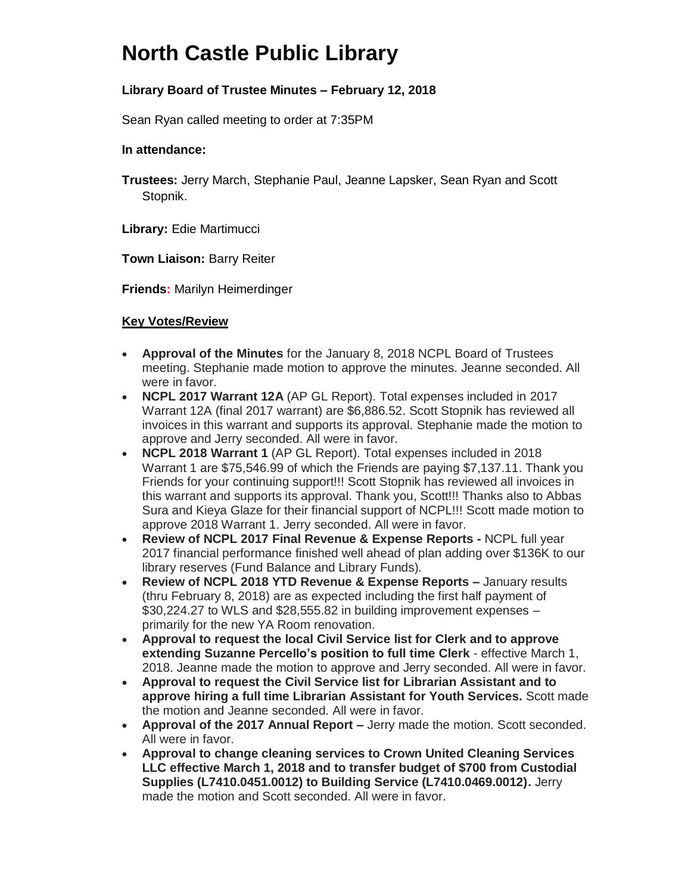# North Castle Public Library

**Library Board of Trustee Minutes – February 12, 2018**

Sean Ryan called meeting to order at 7:35PM

**In attendance:**

**Trustees:** Jerry March, Stephanie Paul, Jeanne Lapsker, Sean Ryan and Scott Stopnik.

**Library:** Edie Martimucci

**Town Liaison:** Barry Reiter

**Friends:** Marilyn Heimerdinger

**Key Votes/Review**

- **Approval of the Minutes** for the January 8, 2018 NCPL Board of Trustees meeting. Stephanie made motion to approve the minutes. Jeanne seconded. All were in favor.
- **NCPL 2017 Warrant 12A** (AP GL Report). Total expenses included in 2017 Warrant 12A (final 2017 warrant) are $6,886.52. Scott Stopnik has reviewed all invoices in this warrant and supports its approval. Stephanie made the motion to approve and Jerry seconded. All were in favor.
- **NCPL 2018 Warrant 1** (AP GL Report). Total expenses included in 2018 Warrant 1 are $75,546.99 of which the Friends are paying $7,137.11. Thank you Friends for your continuing support!!! Scott Stopnik has reviewed all invoices in this warrant and supports its approval. Thank you, Scott!!! Thanks also to Abbas Sura and Kieya Glaze for their financial support of NCPL!!! Scott made motion to approve 2018 Warrant 1. Jerry seconded. All were in favor.
- **Review of NCPL 2017 Final Revenue & Expense Reports -** NCPL full year 2017 financial performance finished well ahead of plan adding over $136K to our library reserves (Fund Balance and Library Funds).
- **Review of NCPL 2018 YTD Revenue & Expense Reports –** January results (thru February 8, 2018) are as expected including the first half payment of $30,224.27 to WLS and $28,555.82 in building improvement expenses – primarily for the new YA Room renovation.
- **Approval to request the local Civil Service list for Clerk and to approve extending Suzanne Percello's position to full time Clerk** - effective March 1, 2018. Jeanne made the motion to approve and Jerry seconded. All were in favor.
- **Approval to request the Civil Service list for Librarian Assistant and to approve hiring a full time Librarian Assistant for Youth Services.** Scott made the motion and Jeanne seconded. All were in favor.
- **Approval of the 2017 Annual Report –** Jerry made the motion. Scott seconded. All were in favor.
- **Approval to change cleaning services to Crown United Cleaning Services LLC effective March 1, 2018 and to transfer budget of $700 from Custodial Supplies (L7410.0451.0012) to Building Service (L7410.0469.0012).** Jerry made the motion and Scott seconded. All were in favor.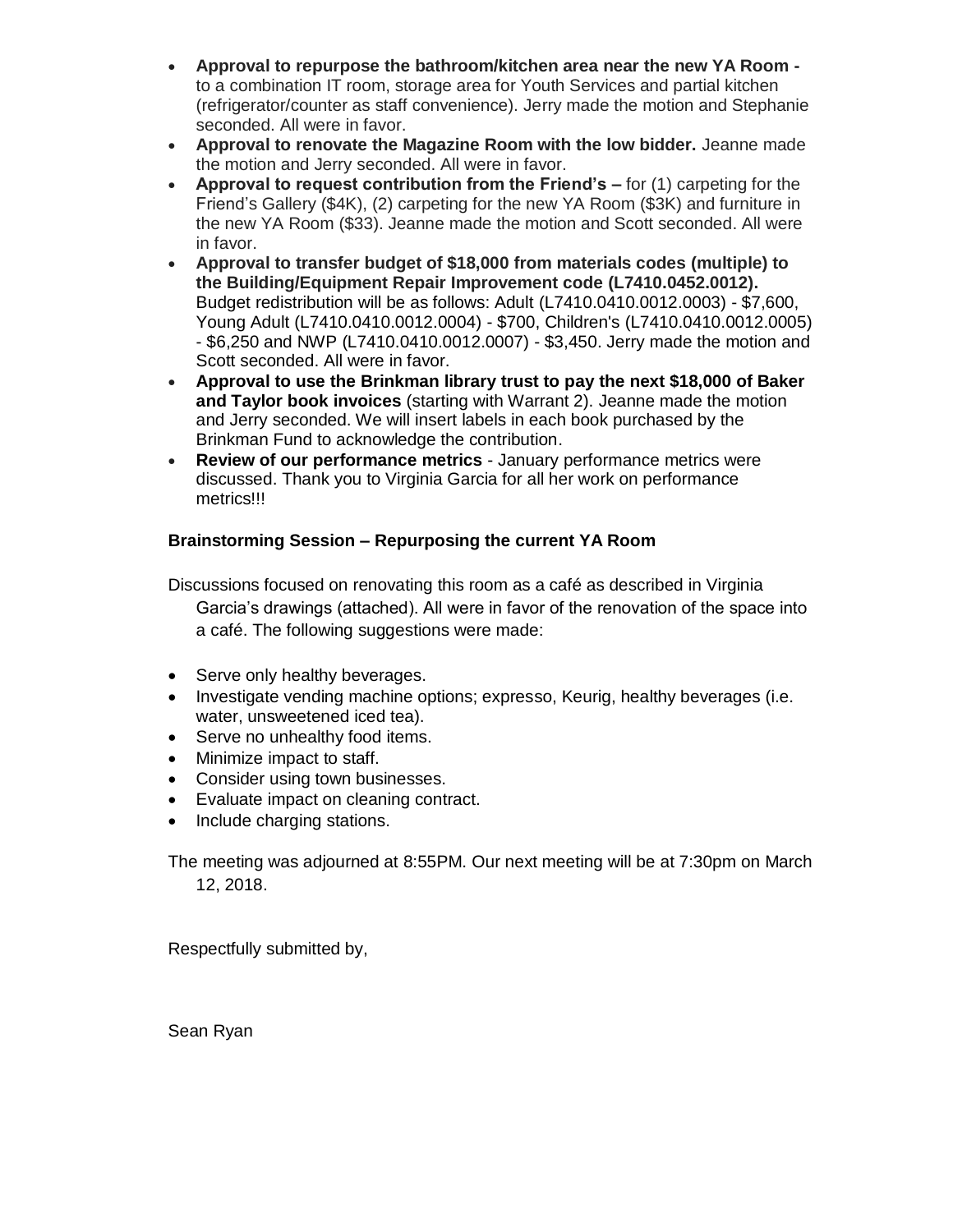- **Approval to repurpose the bathroom/kitchen area near the new YA Room -** to a combination IT room, storage area for Youth Services and partial kitchen (refrigerator/counter as staff convenience). Jerry made the motion and Stephanie seconded. All were in favor.
- **Approval to renovate the Magazine Room with the low bidder.** Jeanne made the motion and Jerry seconded. All were in favor.
- **Approval to request contribution from the Friend's –** for (1) carpeting for the Friend's Gallery ($4K), (2) carpeting for the new YA Room ($3K) and furniture in the new YA Room ($33). Jeanne made the motion and Scott seconded. All were in favor.
- **Approval to transfer budget of $18,000 from materials codes (multiple) to the Building/Equipment Repair Improvement code (L7410.0452.0012).** Budget redistribution will be as follows: Adult (L7410.0410.0012.0003) - $7,600, Young Adult (L7410.0410.0012.0004) - $700, Children's (L7410.0410.0012.0005) - $6,250 and NWP (L7410.0410.0012.0007) - $3,450. Jerry made the motion and Scott seconded. All were in favor.
- **Approval to use the Brinkman library trust to pay the next $18,000 of Baker and Taylor book invoices** (starting with Warrant 2). Jeanne made the motion and Jerry seconded. We will insert labels in each book purchased by the Brinkman Fund to acknowledge the contribution.
- **Review of our performance metrics** - January performance metrics were discussed. Thank you to Virginia Garcia for all her work on performance metrics!!!

**Brainstorming Session – Repurposing the current YA Room**

Discussions focused on renovating this room as a café as described in Virginia Garcia's drawings (attached). All were in favor of the renovation of the space into a café. The following suggestions were made:

- Serve only healthy beverages.
- Investigate vending machine options; expresso, Keurig, healthy beverages (i.e. water, unsweetened iced tea).
- Serve no unhealthy food items.
- Minimize impact to staff.
- Consider using town businesses.
- Evaluate impact on cleaning contract.
- Include charging stations.

The meeting was adjourned at 8:55PM. Our next meeting will be at 7:30pm on March 12, 2018.

Respectfully submitted by,

Sean Ryan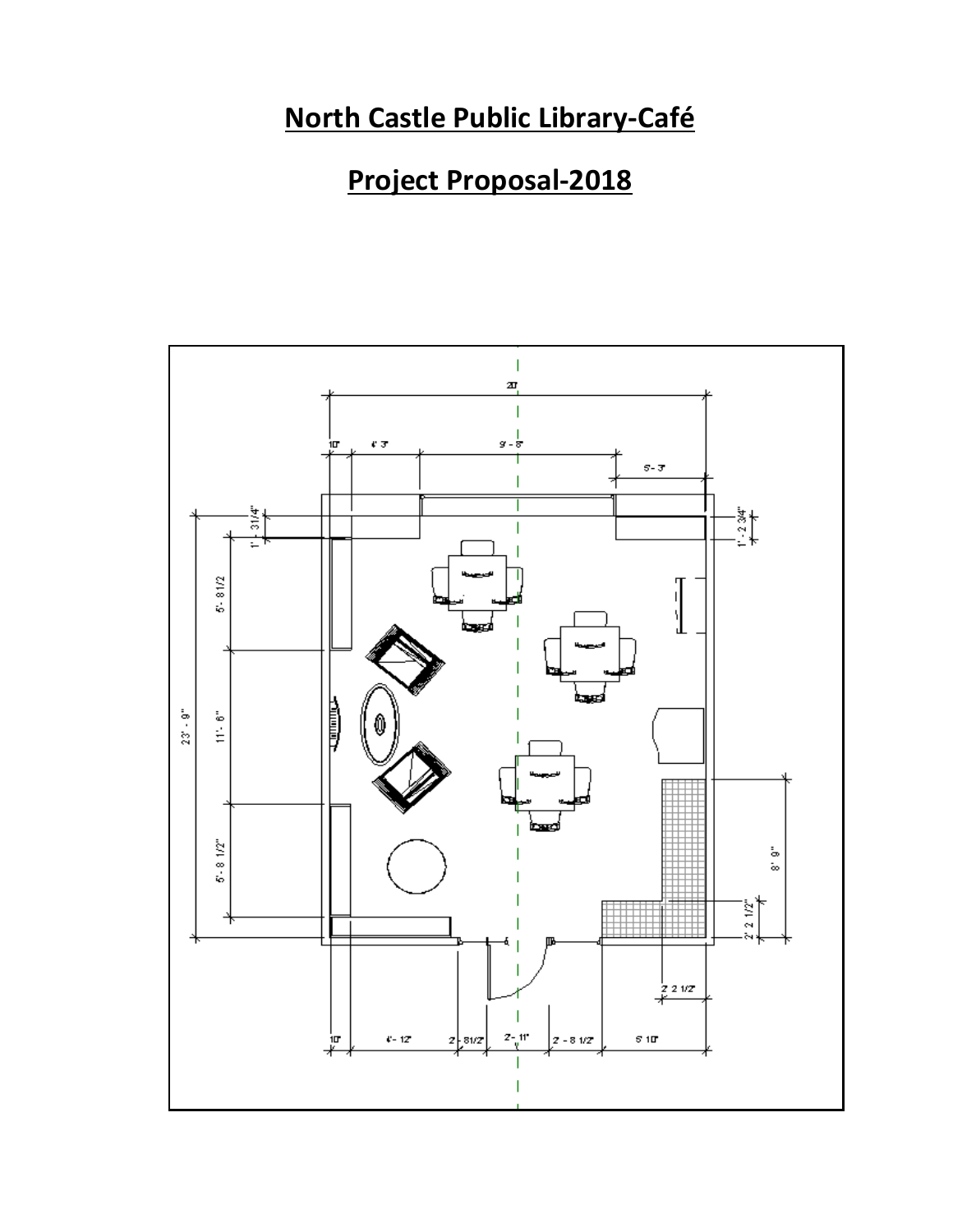# North Castle Public Library-Café

# Project Proposal-2018